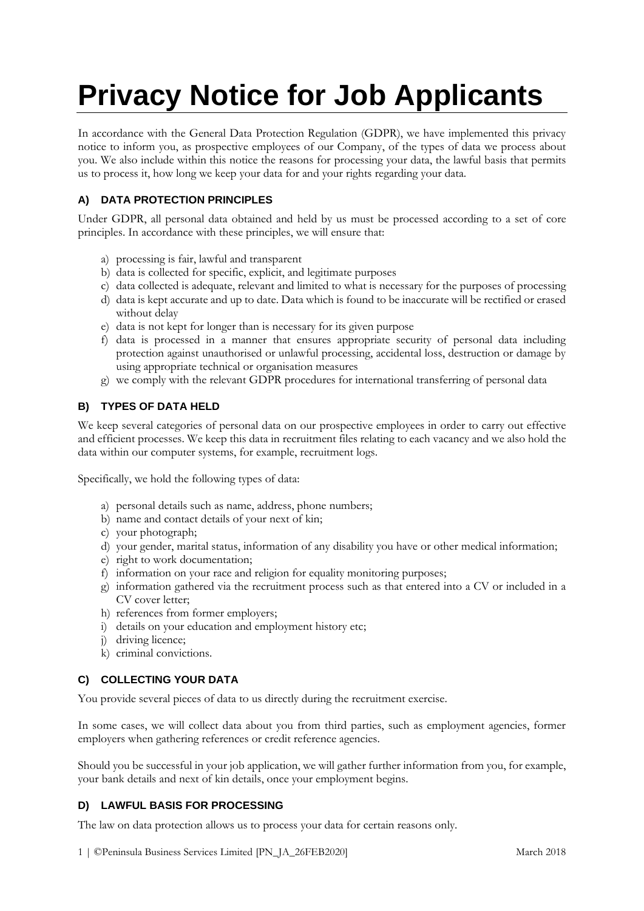# Privacy Notice for Job Applicants

In accordance with the General Data Protection Regulation (GDPR), we have implemented this privacy notice to inform you, as prospective employees of our Company, of the types of data we process about you. We also include within this notice the reasons for processing your data, the lawful basis that permits us to process it, how long we keep your data for and your rights regarding your data.

### A) DATA PROTECTION PRINCIPLES

Under GDPR, all personal data obtained and held by us must be processed according to a set of core principles. In accordance with these principles, we will ensure that:

a) processing is fair, lawful and transparent
b) data is collected for specific, explicit, and legitimate purposes
c) data collected is adequate, relevant and limited to what is necessary for the purposes of processing
d) data is kept accurate and up to date. Data which is found to be inaccurate will be rectified or erased without delay
e) data is not kept for longer than is necessary for its given purpose
f) data is processed in a manner that ensures appropriate security of personal data including protection against unauthorised or unlawful processing, accidental loss, destruction or damage by using appropriate technical or organisation measures
g) we comply with the relevant GDPR procedures for international transferring of personal data

### B) TYPES OF DATA HELD

We keep several categories of personal data on our prospective employees in order to carry out effective and efficient processes. We keep this data in recruitment files relating to each vacancy and we also hold the data within our computer systems, for example, recruitment logs.

Specifically, we hold the following types of data:

a) personal details such as name, address, phone numbers;
b) name and contact details of your next of kin;
c) your photograph;
d) your gender, marital status, information of any disability you have or other medical information;
e) right to work documentation;
f) information on your race and religion for equality monitoring purposes;
g) information gathered via the recruitment process such as that entered into a CV or included in a CV cover letter;
h) references from former employers;
i) details on your education and employment history etc;
j) driving licence;
k) criminal convictions.

### C) COLLECTING YOUR DATA

You provide several pieces of data to us directly during the recruitment exercise.

In some cases, we will collect data about you from third parties, such as employment agencies, former employers when gathering references or credit reference agencies.

Should you be successful in your job application, we will gather further information from you, for example, your bank details and next of kin details, once your employment begins.

### D) LAWFUL BASIS FOR PROCESSING

The law on data protection allows us to process your data for certain reasons only.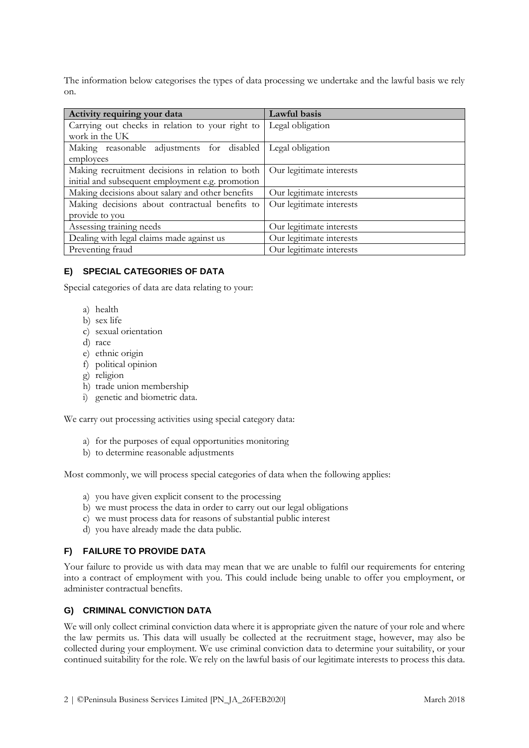The information below categorises the types of data processing we undertake and the lawful basis we rely on.

| Activity requiring your data | Lawful basis |
| --- | --- |
| Carrying out checks in relation to your right to work in the UK | Legal obligation |
| Making reasonable adjustments for disabled employees | Legal obligation |
| Making recruitment decisions in relation to both initial and subsequent employment e.g. promotion | Our legitimate interests |
| Making decisions about salary and other benefits | Our legitimate interests |
| Making decisions about contractual benefits to provide to you | Our legitimate interests |
| Assessing training needs | Our legitimate interests |
| Dealing with legal claims made against us | Our legitimate interests |
| Preventing fraud | Our legitimate interests |

## E) SPECIAL CATEGORIES OF DATA

Special categories of data are data relating to your:

a) health
b) sex life
c) sexual orientation
d) race
e) ethnic origin
f) political opinion
g) religion
h) trade union membership
i) genetic and biometric data.

We carry out processing activities using special category data:

a) for the purposes of equal opportunities monitoring
b) to determine reasonable adjustments

Most commonly, we will process special categories of data when the following applies:

a) you have given explicit consent to the processing
b) we must process the data in order to carry out our legal obligations
c) we must process data for reasons of substantial public interest
d) you have already made the data public.

## F) FAILURE TO PROVIDE DATA

Your failure to provide us with data may mean that we are unable to fulfil our requirements for entering into a contract of employment with you. This could include being unable to offer you employment, or administer contractual benefits.

## G) CRIMINAL CONVICTION DATA

We will only collect criminal conviction data where it is appropriate given the nature of your role and where the law permits us. This data will usually be collected at the recruitment stage, however, may also be collected during your employment. We use criminal conviction data to determine your suitability, or your continued suitability for the role. We rely on the lawful basis of our legitimate interests to process this data.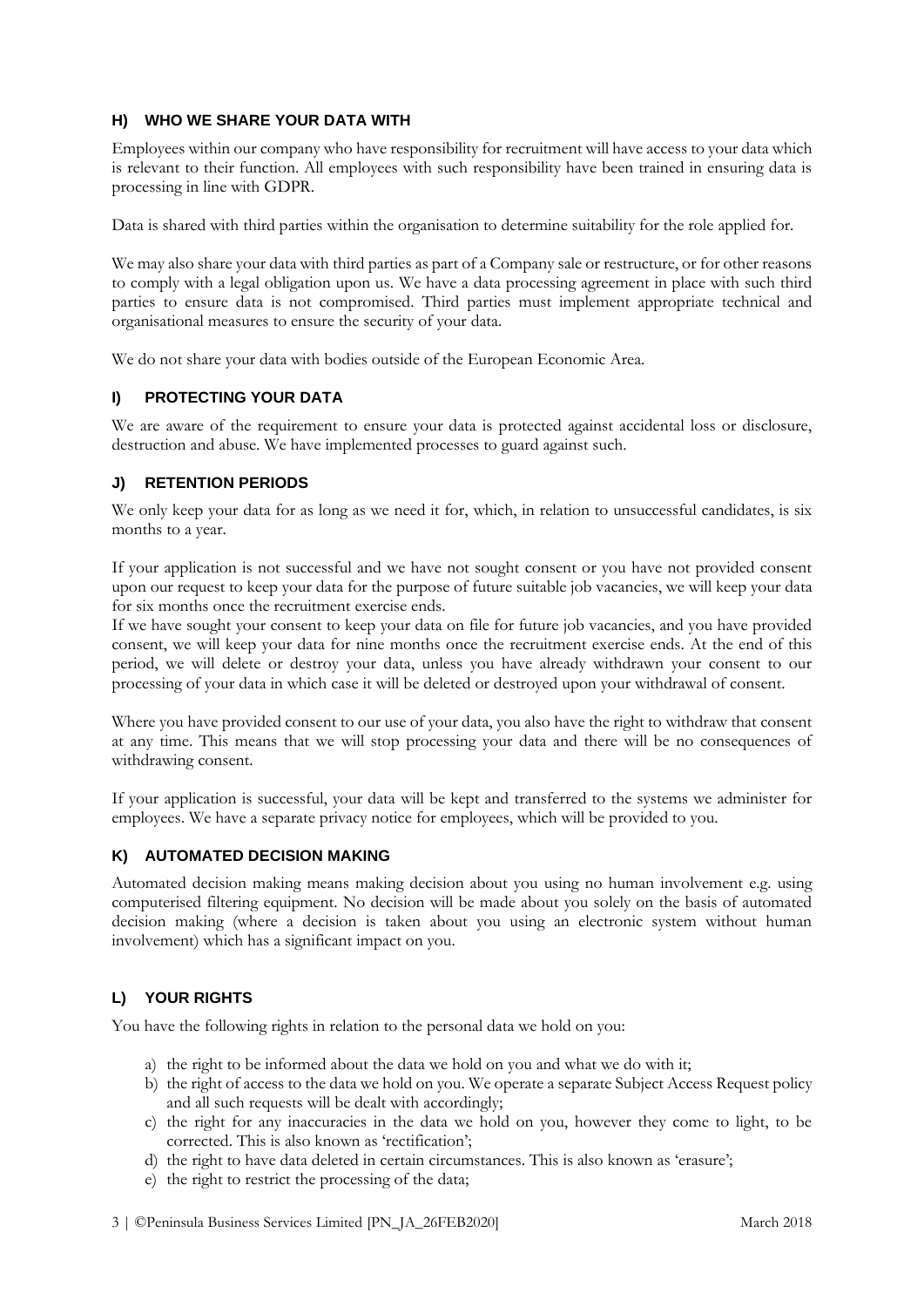## H) WHO WE SHARE YOUR DATA WITH

Employees within our company who have responsibility for recruitment will have access to your data which is relevant to their function. All employees with such responsibility have been trained in ensuring data is processing in line with GDPR.

Data is shared with third parties within the organisation to determine suitability for the role applied for.

We may also share your data with third parties as part of a Company sale or restructure, or for other reasons to comply with a legal obligation upon us. We have a data processing agreement in place with such third parties to ensure data is not compromised. Third parties must implement appropriate technical and organisational measures to ensure the security of your data.

We do not share your data with bodies outside of the European Economic Area.

## I) PROTECTING YOUR DATA

We are aware of the requirement to ensure your data is protected against accidental loss or disclosure, destruction and abuse. We have implemented processes to guard against such.

## J) RETENTION PERIODS

We only keep your data for as long as we need it for, which, in relation to unsuccessful candidates, is six months to a year.

If your application is not successful and we have not sought consent or you have not provided consent upon our request to keep your data for the purpose of future suitable job vacancies, we will keep your data for six months once the recruitment exercise ends.
If we have sought your consent to keep your data on file for future job vacancies, and you have provided consent, we will keep your data for nine months once the recruitment exercise ends. At the end of this period, we will delete or destroy your data, unless you have already withdrawn your consent to our processing of your data in which case it will be deleted or destroyed upon your withdrawal of consent.

Where you have provided consent to our use of your data, you also have the right to withdraw that consent at any time. This means that we will stop processing your data and there will be no consequences of withdrawing consent.

If your application is successful, your data will be kept and transferred to the systems we administer for employees. We have a separate privacy notice for employees, which will be provided to you.

## K) AUTOMATED DECISION MAKING

Automated decision making means making decision about you using no human involvement e.g. using computerised filtering equipment. No decision will be made about you solely on the basis of automated decision making (where a decision is taken about you using an electronic system without human involvement) which has a significant impact on you.

## L) YOUR RIGHTS

You have the following rights in relation to the personal data we hold on you:

a) the right to be informed about the data we hold on you and what we do with it;
b) the right of access to the data we hold on you. We operate a separate Subject Access Request policy and all such requests will be dealt with accordingly;
c) the right for any inaccuracies in the data we hold on you, however they come to light, to be corrected. This is also known as 'rectification';
d) the right to have data deleted in certain circumstances. This is also known as 'erasure';
e) the right to restrict the processing of the data;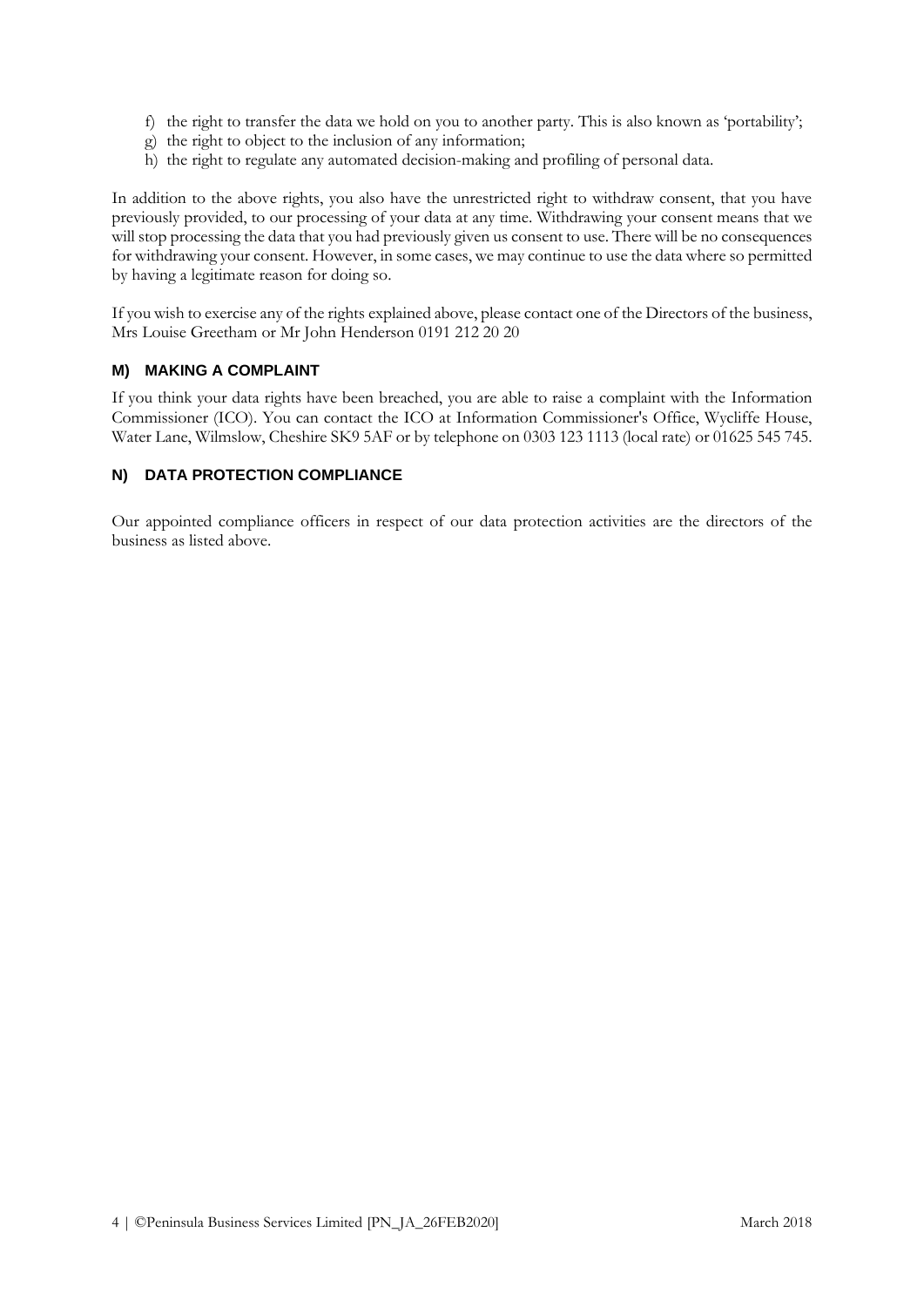f) the right to transfer the data we hold on you to another party. This is also known as 'portability';
g) the right to object to the inclusion of any information;
h) the right to regulate any automated decision-making and profiling of personal data.

In addition to the above rights, you also have the unrestricted right to withdraw consent, that you have previously provided, to our processing of your data at any time. Withdrawing your consent means that we will stop processing the data that you had previously given us consent to use. There will be no consequences for withdrawing your consent. However, in some cases, we may continue to use the data where so permitted by having a legitimate reason for doing so.

If you wish to exercise any of the rights explained above, please contact one of the Directors of the business, Mrs Louise Greetham or Mr John Henderson 0191 212 20 20

## M) MAKING A COMPLAINT

If you think your data rights have been breached, you are able to raise a complaint with the Information Commissioner (ICO). You can contact the ICO at Information Commissioner's Office, Wycliffe House, Water Lane, Wilmslow, Cheshire SK9 5AF or by telephone on 0303 123 1113 (local rate) or 01625 545 745.

## N) DATA PROTECTION COMPLIANCE

Our appointed compliance officers in respect of our data protection activities are the directors of the business as listed above.